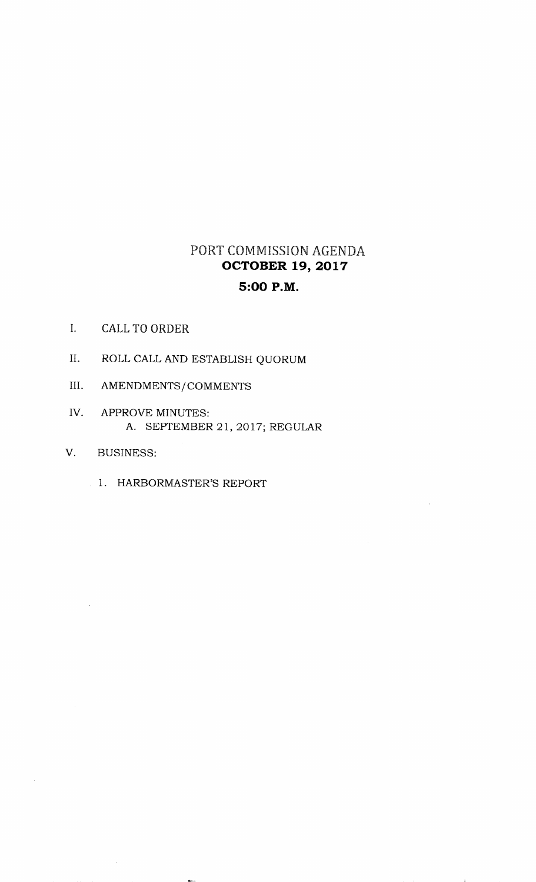# PORT COMMISSION AGENDA

## OCTOBER 19, 2017

## 5:00 P.M.

I. CALL TO ORDER

II. ROLL CALL AND ESTABLISH QUORUM

III. AMENDMENTS/COMMENTS

IV. APPROVE MINUTES:
   - A. SEPTEMBER 21, 2017; REGULAR

V. BUSINESS:
   1. HARBORMASTER'S REPORT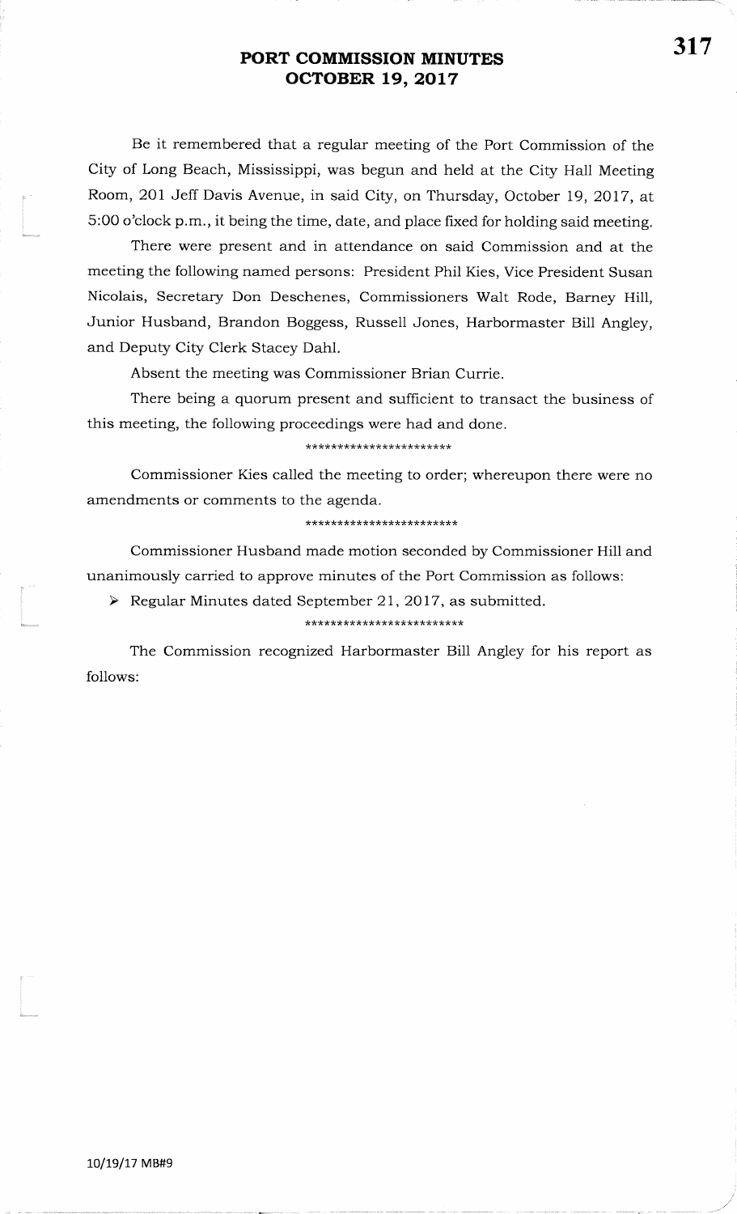# PORT COMMISSION MINUTES
# OCTOBER 19, 2017

Be it remembered that a regular meeting of the Port Commission of the City of Long Beach, Mississippi, was begun and held at the City Hall Meeting Room, 201 Jeff Davis Avenue, in said City, on Thursday, October 19, 2017, at 5:00 o'clock p.m., it being the time, date, and place fixed for holding said meeting.

There were present and in attendance on said Commission and at the meeting the following named persons: President Phil Kies, Vice President Susan Nicolais, Secretary Don Deschenes, Commissioners Walt Rode, Barney Hill, Junior Husband, Brandon Boggess, Russell Jones, Harbormaster Bill Angley, and Deputy City Clerk Stacey Dahl.

Absent the meeting was Commissioner Brian Currie.

There being a quorum present and sufficient to transact the business of this meeting, the following proceedings were had and done.

\*\*\*\*\*\*\*\*\*\*\*\*\*\*\*\*\*\*\*\*\*\*\*

Commissioner Kies called the meeting to order; whereupon there were no amendments or comments to the agenda.

\*\*\*\*\*\*\*\*\*\*\*\*\*\*\*\*\*\*\*\*\*\*\*\*

Commissioner Husband made motion seconded by Commissioner Hill and unanimously carried to approve minutes of the Port Commission as follows:

- Regular Minutes dated September 21, 2017, as submitted.

\*\*\*\*\*\*\*\*\*\*\*\*\*\*\*\*\*\*\*\*\*\*\*\*\*

The Commission recognized Harbormaster Bill Angley for his report as follows:

10/19/17 MB#9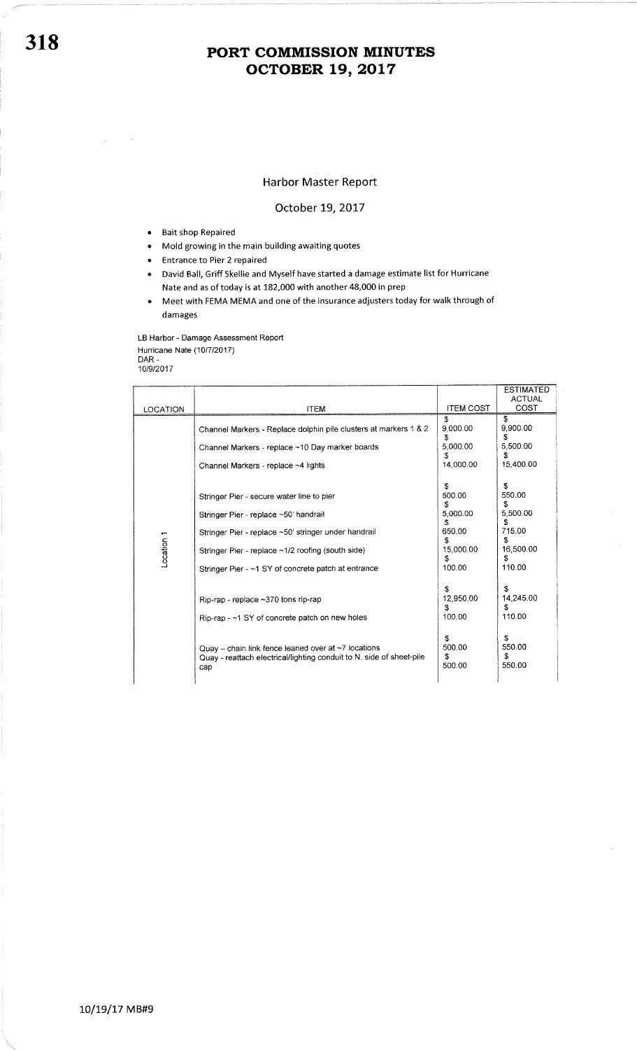# PORT COMMISSION MINUTES
# OCTOBER 19, 2017

## Harbor Master Report

October 19, 2017

- Bait shop Repaired
- Mold growing in the main building awaiting quotes
- Entrance to Pier 2 repaired
- David Ball, Griff Skellie and Myself have started a damage estimate list for Hurricane Nate and as of today is at 182,000 with another 48,000 in prep
- Meet with FEMA MEMA and one of the insurance adjusters today for walk through of damages

LB Harbor - Damage Assessment Report
Hurricane Nate (10/7/2017)
DAR -
10/9/2017

| LOCATION | ITEM | ITEM COST | ESTIMATED ACTUAL COST |
|---|---|---|---|
| Location 1 | Channel Markers - Replace dolphin pile clusters at markers 1 & 2 | $ 9,000.00 | $ 9,900.00 |
| | Channel Markers - replace ~10 Day marker boards | $ 5,000.00 | $ 5,500.00 |
| | Channel Markers - replace ~4 lights | $ 14,000.00 | $ 15,400.00 |
| | Stringer Pier - secure water line to pier | $ 500.00 | $ 550.00 |
| | Stringer Pier - replace ~50' handrail | $ 5,000.00 | $ 5,500.00 |
| | Stringer Pier - replace ~50' stringer under handrail | $ 650.00 | $ 715.00 |
| | Stringer Pier - replace ~1/2 roofing (south side) | $ 15,000.00 | $ 16,500.00 |
| | Stringer Pier - ~1 SY of concrete patch at entrance | $ 100.00 | $ 110.00 |
| | Rip-rap - replace ~370 tons rip-rap | $ 12,950.00 | $ 14,245.00 |
| | Rip-rap - ~1 SY of concrete patch on new holes | $ 100.00 | $ 110.00 |
| | Quay – chain link fence leaned over at ~7 locations | $ 500.00 | $ 550.00 |
| | Quay - reattach electrical/lighting conduit to N. side of sheet-pile cap | $ 500.00 | $ 550.00 |

10/19/17 MB#9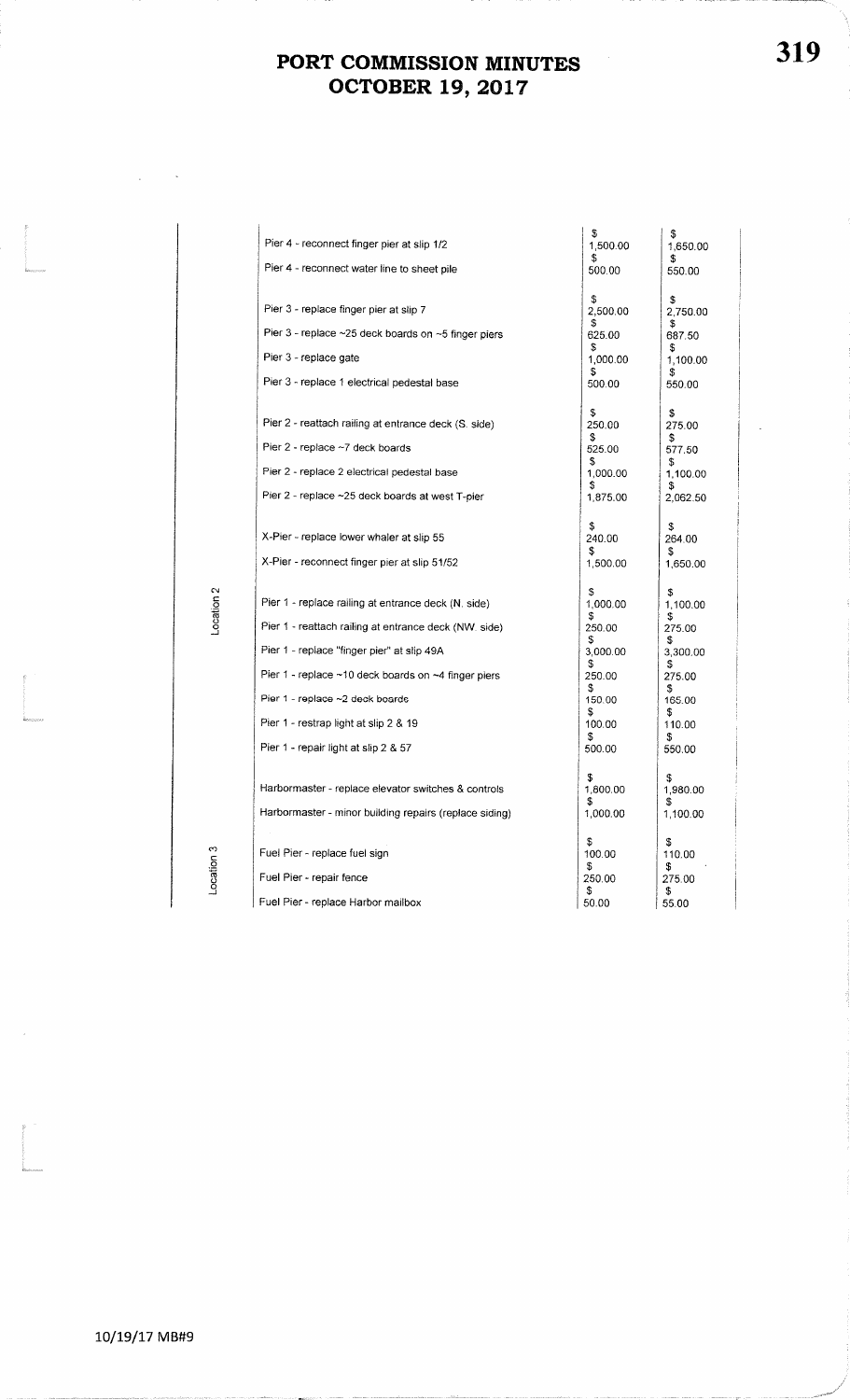# PORT COMMISSION MINUTES
# OCTOBER 19, 2017

| Location | Item | | |
|---|---|---|---|
| | Pier 4 - reconnect finger pier at slip 1/2 | $ 1,500.00 | $ 1,650.00 |
| | Pier 4 - reconnect water line to sheet pile | $ 500.00 | $ 550.00 |
| | | | |
| | Pier 3 - replace finger pier at slip 7 | $ 2,500.00 | $ 2,750.00 |
| | Pier 3 - replace ~25 deck boards on ~5 finger piers | $ 625.00 | $ 687.50 |
| | Pier 3 - replace gate | $ 1,000.00 | $ 1,100.00 |
| | Pier 3 - replace 1 electrical pedestal base | $ 500.00 | $ 550.00 |
| | | | |
| | Pier 2 - reattach railing at entrance deck (S. side) | $ 250.00 | $ 275.00 |
| | Pier 2 - replace ~7 deck boards | $ 525.00 | $ 577.50 |
| | Pier 2 - replace 2 electrical pedestal base | $ 1,000.00 | $ 1,100.00 |
| | Pier 2 - replace ~25 deck boards at west T-pier | $ 1,875.00 | $ 2,062.50 |
| | | | |
| | X-Pier - replace lower whaler at slip 55 | $ 240.00 | $ 264.00 |
| | X-Pier - reconnect finger pier at slip 51/52 | $ 1,500.00 | $ 1,650.00 |
| | | | |
| Location 2 | Pier 1 - replace railing at entrance deck (N. side) | $ 1,000.00 | $ 1,100.00 |
| | Pier 1 - reattach railing at entrance deck (NW. side) | $ 250.00 | $ 275.00 |
| | Pier 1 - replace "finger pier" at slip 49A | $ 3,000.00 | $ 3,300.00 |
| | Pier 1 - replace ~10 deck boards on ~4 finger piers | $ 250.00 | $ 275.00 |
| | Pier 1 - replace ~2 deck boards | $ 150.00 | $ 165.00 |
| | Pier 1 - restrap light at slip 2 & 19 | $ 100.00 | $ 110.00 |
| | Pier 1 - repair light at slip 2 & 57 | $ 500.00 | $ 550.00 |
| | | | |
| | Harbormaster - replace elevator switches & controls | $ 1,800.00 | $ 1,980.00 |
| | Harbormaster - minor building repairs (replace siding) | $ 1,000.00 | $ 1,100.00 |
| | | | |
| Location 3 | Fuel Pier - replace fuel sign | $ 100.00 | $ 110.00 |
| | Fuel Pier - repair fence | $ 250.00 | $ 275.00 |
| | Fuel Pier - replace Harbor mailbox | $ 50.00 | $ 55.00 |

10/19/17 MB#9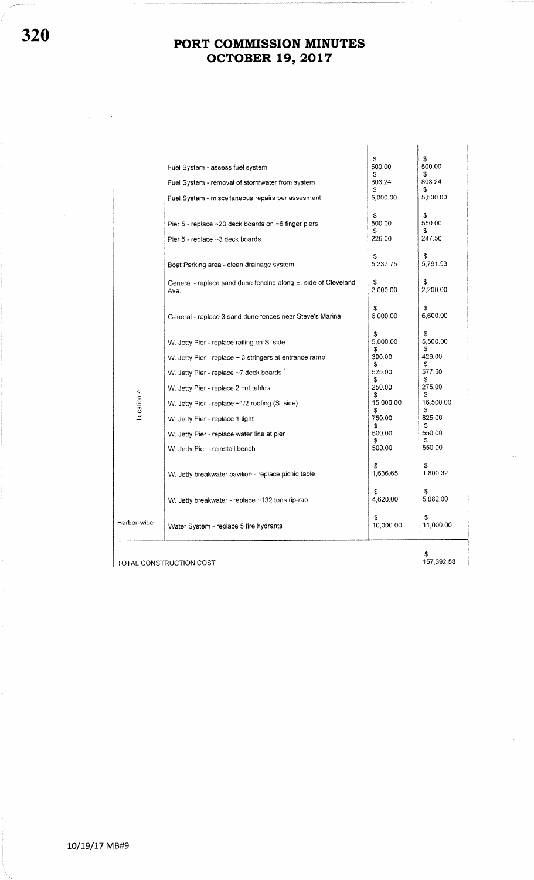# PORT COMMISSION MINUTES
# OCTOBER 19, 2017

| Location | Item | Cost | Cost |
|---|---|---|---|
| | Fuel System - assess fuel system | $ 500.00 | $ 500.00 |
| | Fuel System - removal of stormwater from system | $ 803.24 | $ 803.24 |
| | Fuel System - miscellaneous repairs per assesment | $ 5,000.00 | $ 5,500.00 |
| | Pier 5 - replace ~20 deck boards on ~6 finger piers | $ 500.00 | $ 550.00 |
| | Pier 5 - replace ~3 deck boards | $ 225.00 | $ 247.50 |
| | Boat Parking area - clean drainage system | $ 5,237.75 | $ 5,761.53 |
| | General - replace sand dune fencing along E. side of Cleveland Ave. | $ 2,000.00 | $ 2,200.00 |
| | General - replace 3 sand dune fences near Steve's Marina | $ 6,000.00 | $ 6,600.00 |
| Location 4 | W. Jetty Pier - replace railing on S. side | $ 5,000.00 | $ 5,500.00 |
| | W. Jetty Pier - replace ~ 3 stringers at entrance ramp | $ 390.00 | $ 429.00 |
| | W. Jetty Pier - replace ~7 deck boards | $ 525.00 | $ 577.50 |
| | W. Jetty Pier - replace 2 cut tables | $ 250.00 | $ 275.00 |
| | W. Jetty Pier - replace ~1/2 roofing (S. side) | $ 15,000.00 | $ 16,500.00 |
| | W. Jetty Pier - replace 1 light | $ 750.00 | $ 825.00 |
| | W. Jetty Pier - replace water line at pier | $ 500.00 | $ 550.00 |
| | W. Jetty Pier - reinstall bench | $ 500.00 | $ 550.00 |
| | W. Jetty breakwater pavilion - replace picnic table | $ 1,636.65 | $ 1,800.32 |
| | W. Jetty breakwater - replace ~132 tons rip-rap | $ 4,620.00 | $ 5,082.00 |
| Harbor-wide | Water System - replace 5 fire hydrants | $ 10,000.00 | $ 11,000.00 |
| TOTAL CONSTRUCTION COST | | | $ 157,392.58 |

10/19/17 MB#9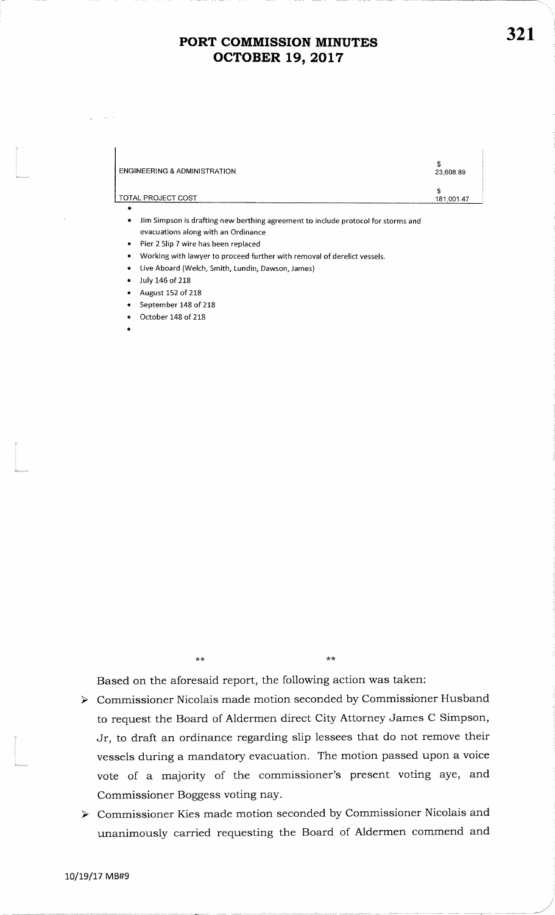| ENGINEERING & ADMINISTRATION | $ 23,608.89 |
|---|---|
| TOTAL PROJECT COST | $ 181,001.47 |

- Jim Simpson is drafting new berthing agreement to include protocol for storms and evacuations along with an Ordinance
- Pier 2 Slip 7 wire has been replaced
- Working with lawyer to proceed further with removal of derelict vessels.
- Live Aboard (Welch, Smith, Lundin, Dawson, James)
- July 146 of 218
- August 152 of 218
- September 148 of 218
- October 148 of 218

** **

Based on the aforesaid report, the following action was taken:

- Commissioner Nicolais made motion seconded by Commissioner Husband to request the Board of Aldermen direct City Attorney James C Simpson, Jr, to draft an ordinance regarding slip lessees that do not remove their vessels during a mandatory evacuation. The motion passed upon a voice vote of a majority of the commissioner's present voting aye, and Commissioner Boggess voting nay.
- Commissioner Kies made motion seconded by Commissioner Nicolais and unanimously carried requesting the Board of Aldermen commend and

10/19/17 MB#9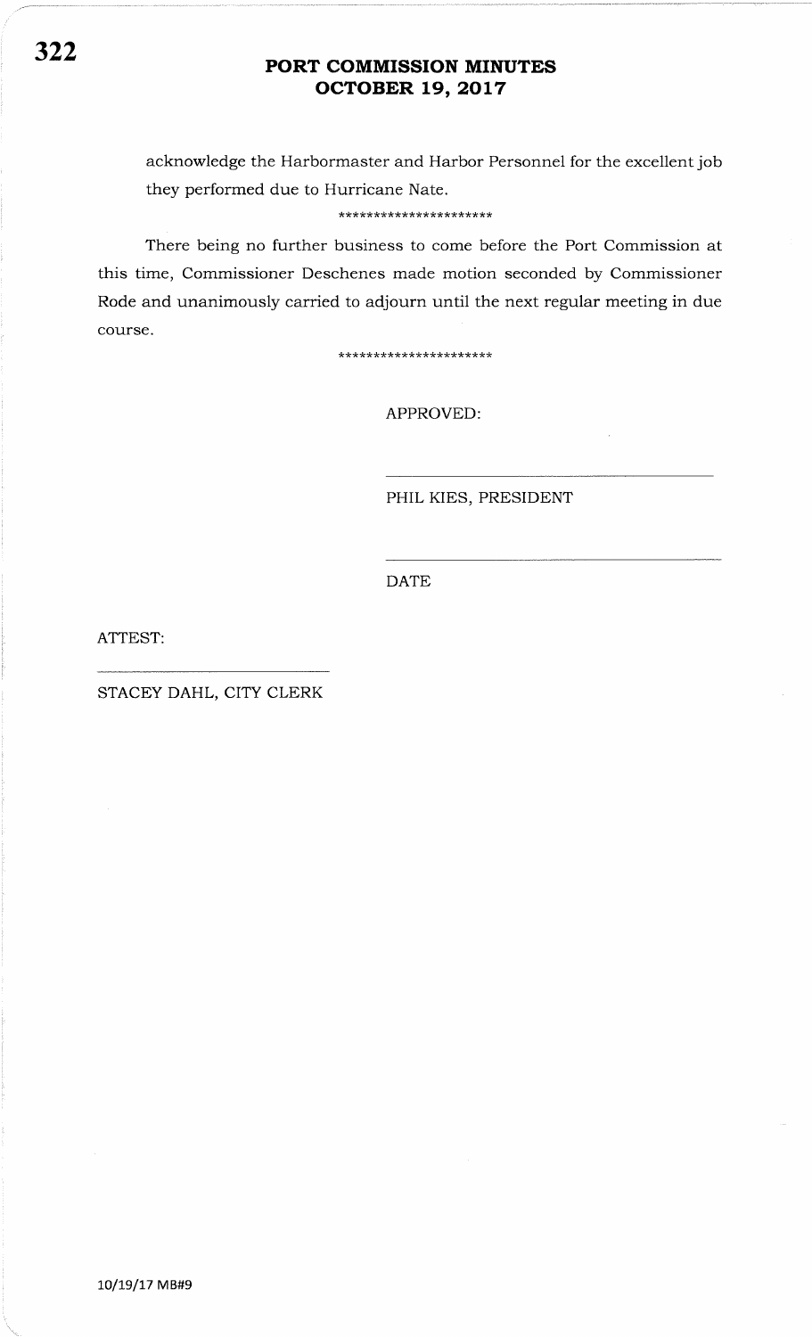acknowledge the Harbormaster and Harbor Personnel for the excellent job they performed due to Hurricane Nate.

**********************

There being no further business to come before the Port Commission at this time, Commissioner Deschenes made motion seconded by Commissioner Rode and unanimously carried to adjourn until the next regular meeting in due course.

**********************

APPROVED:

\_\_\_\_\_\_\_\_\_\_\_\_\_\_\_\_\_\_\_\_\_\_\_\_\_\_\_\_\_\_

PHIL KIES, PRESIDENT

\_\_\_\_\_\_\_\_\_\_\_\_\_\_\_\_\_\_\_\_\_\_\_\_\_\_\_\_\_\_

DATE

ATTEST:

\_\_\_\_\_\_\_\_\_\_\_\_\_\_\_\_\_\_\_\_\_\_\_\_\_\_\_\_\_\_

STACEY DAHL, CITY CLERK

10/19/17 MB#9